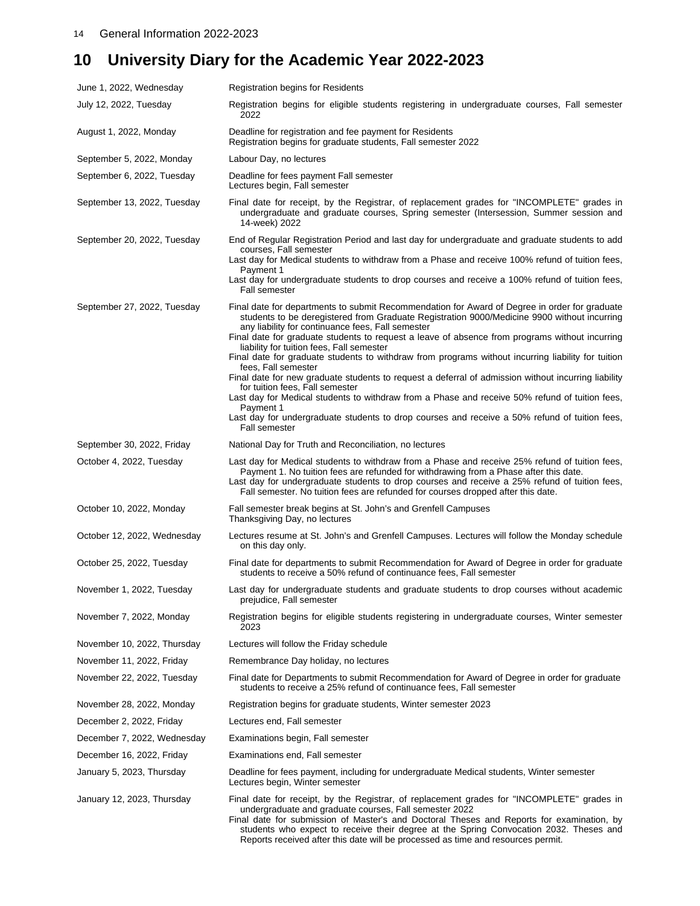## 10 University Diary for the Academic Year 2022-2023

| Date | Event |
|---|---|
| June 1, 2022, Wednesday | Registration begins for Residents |
| July 12, 2022, Tuesday | Registration begins for eligible students registering in undergraduate courses, Fall semester 2022 |
| August 1, 2022, Monday | Deadline for registration and fee payment for Residents<br>Registration begins for graduate students, Fall semester 2022 |
| September 5, 2022, Monday | Labour Day, no lectures |
| September 6, 2022, Tuesday | Deadline for fees payment Fall semester<br>Lectures begin, Fall semester |
| September 13, 2022, Tuesday | Final date for receipt, by the Registrar, of replacement grades for "INCOMPLETE" grades in undergraduate and graduate courses, Spring semester (Intersession, Summer session and 14-week) 2022 |
| September 20, 2022, Tuesday | End of Regular Registration Period and last day for undergraduate and graduate students to add courses, Fall semester<br>Last day for Medical students to withdraw from a Phase and receive 100% refund of tuition fees, Payment 1<br>Last day for undergraduate students to drop courses and receive a 100% refund of tuition fees, Fall semester |
| September 27, 2022, Tuesday | Final date for departments to submit Recommendation for Award of Degree in order for graduate students to be deregistered from Graduate Registration 9000/Medicine 9900 without incurring any liability for continuance fees, Fall semester<br>Final date for graduate students to request a leave of absence from programs without incurring liability for tuition fees, Fall semester<br>Final date for graduate students to withdraw from programs without incurring liability for tuition fees, Fall semester<br>Final date for new graduate students to request a deferral of admission without incurring liability for tuition fees, Fall semester<br>Last day for Medical students to withdraw from a Phase and receive 50% refund of tuition fees, Payment 1<br>Last day for undergraduate students to drop courses and receive a 50% refund of tuition fees, Fall semester |
| September 30, 2022, Friday | National Day for Truth and Reconciliation, no lectures |
| October 4, 2022, Tuesday | Last day for Medical students to withdraw from a Phase and receive 25% refund of tuition fees, Payment 1. No tuition fees are refunded for withdrawing from a Phase after this date.<br>Last day for undergraduate students to drop courses and receive a 25% refund of tuition fees, Fall semester. No tuition fees are refunded for courses dropped after this date. |
| October 10, 2022, Monday | Fall semester break begins at St. John's and Grenfell Campuses<br>Thanksgiving Day, no lectures |
| October 12, 2022, Wednesday | Lectures resume at St. John's and Grenfell Campuses. Lectures will follow the Monday schedule on this day only. |
| October 25, 2022, Tuesday | Final date for departments to submit Recommendation for Award of Degree in order for graduate students to receive a 50% refund of continuance fees, Fall semester |
| November 1, 2022, Tuesday | Last day for undergraduate students and graduate students to drop courses without academic prejudice, Fall semester |
| November 7, 2022, Monday | Registration begins for eligible students registering in undergraduate courses, Winter semester 2023 |
| November 10, 2022, Thursday | Lectures will follow the Friday schedule |
| November 11, 2022, Friday | Remembrance Day holiday, no lectures |
| November 22, 2022, Tuesday | Final date for Departments to submit Recommendation for Award of Degree in order for graduate students to receive a 25% refund of continuance fees, Fall semester |
| November 28, 2022, Monday | Registration begins for graduate students, Winter semester 2023 |
| December 2, 2022, Friday | Lectures end, Fall semester |
| December 7, 2022, Wednesday | Examinations begin, Fall semester |
| December 16, 2022, Friday | Examinations end, Fall semester |
| January 5, 2023, Thursday | Deadline for fees payment, including for undergraduate Medical students, Winter semester<br>Lectures begin, Winter semester |
| January 12, 2023, Thursday | Final date for receipt, by the Registrar, of replacement grades for "INCOMPLETE" grades in undergraduate and graduate courses, Fall semester 2022<br>Final date for submission of Master's and Doctoral Theses and Reports for examination, by students who expect to receive their degree at the Spring Convocation 2032. Theses and Reports received after this date will be processed as time and resources permit. |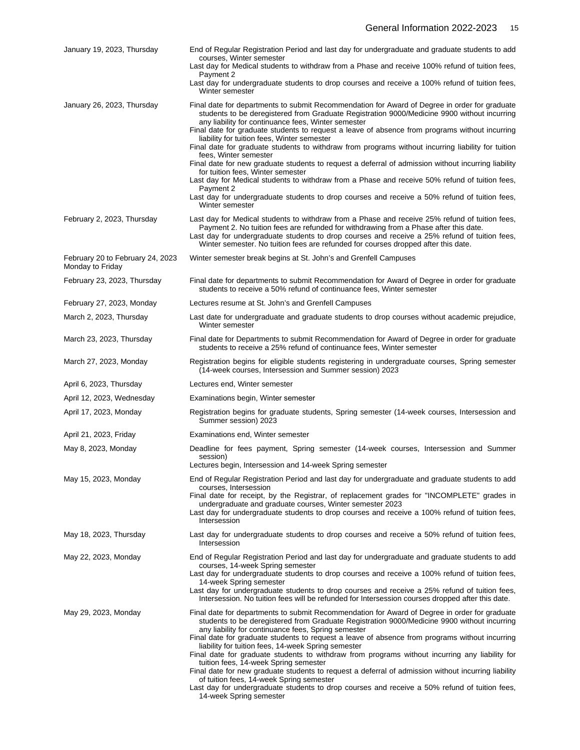| | |
|---|---|
| January 19, 2023, Thursday | End of Regular Registration Period and last day for undergraduate and graduate students to add courses, Winter semester<br>Last day for Medical students to withdraw from a Phase and receive 100% refund of tuition fees, Payment 2<br>Last day for undergraduate students to drop courses and receive a 100% refund of tuition fees, Winter semester |
| January 26, 2023, Thursday | Final date for departments to submit Recommendation for Award of Degree in order for graduate students to be deregistered from Graduate Registration 9000/Medicine 9900 without incurring any liability for continuance fees, Winter semester<br>Final date for graduate students to request a leave of absence from programs without incurring liability for tuition fees, Winter semester<br>Final date for graduate students to withdraw from programs without incurring liability for tuition fees, Winter semester<br>Final date for new graduate students to request a deferral of admission without incurring liability for tuition fees, Winter semester<br>Last day for Medical students to withdraw from a Phase and receive 50% refund of tuition fees, Payment 2<br>Last day for undergraduate students to drop courses and receive a 50% refund of tuition fees, Winter semester |
| February 2, 2023, Thursday | Last day for Medical students to withdraw from a Phase and receive 25% refund of tuition fees, Payment 2. No tuition fees are refunded for withdrawing from a Phase after this date.<br>Last day for undergraduate students to drop courses and receive a 25% refund of tuition fees, Winter semester. No tuition fees are refunded for courses dropped after this date. |
| February 20 to February 24, 2023 Monday to Friday | Winter semester break begins at St. John's and Grenfell Campuses |
| February 23, 2023, Thursday | Final date for departments to submit Recommendation for Award of Degree in order for graduate students to receive a 50% refund of continuance fees, Winter semester |
| February 27, 2023, Monday | Lectures resume at St. John's and Grenfell Campuses |
| March 2, 2023, Thursday | Last date for undergraduate and graduate students to drop courses without academic prejudice, Winter semester |
| March 23, 2023, Thursday | Final date for Departments to submit Recommendation for Award of Degree in order for graduate students to receive a 25% refund of continuance fees, Winter semester |
| March 27, 2023, Monday | Registration begins for eligible students registering in undergraduate courses, Spring semester (14-week courses, Intersession and Summer session) 2023 |
| April 6, 2023, Thursday | Lectures end, Winter semester |
| April 12, 2023, Wednesday | Examinations begin, Winter semester |
| April 17, 2023, Monday | Registration begins for graduate students, Spring semester (14-week courses, Intersession and Summer session) 2023 |
| April 21, 2023, Friday | Examinations end, Winter semester |
| May 8, 2023, Monday | Deadline for fees payment, Spring semester (14-week courses, Intersession and Summer session)<br>Lectures begin, Intersession and 14-week Spring semester |
| May 15, 2023, Monday | End of Regular Registration Period and last day for undergraduate and graduate students to add courses, Intersession<br>Final date for receipt, by the Registrar, of replacement grades for "INCOMPLETE" grades in undergraduate and graduate courses, Winter semester 2023<br>Last day for undergraduate students to drop courses and receive a 100% refund of tuition fees, Intersession |
| May 18, 2023, Thursday | Last day for undergraduate students to drop courses and receive a 50% refund of tuition fees, Intersession |
| May 22, 2023, Monday | End of Regular Registration Period and last day for undergraduate and graduate students to add courses, 14-week Spring semester<br>Last day for undergraduate students to drop courses and receive a 100% refund of tuition fees, 14-week Spring semester<br>Last day for undergraduate students to drop courses and receive a 25% refund of tuition fees, Intersession. No tuition fees will be refunded for Intersession courses dropped after this date. |
| May 29, 2023, Monday | Final date for departments to submit Recommendation for Award of Degree in order for graduate students to be deregistered from Graduate Registration 9000/Medicine 9900 without incurring any liability for continuance fees, Spring semester<br>Final date for graduate students to request a leave of absence from programs without incurring liability for tuition fees, 14-week Spring semester<br>Final date for graduate students to withdraw from programs without incurring any liability for tuition fees, 14-week Spring semester<br>Final date for new graduate students to request a deferral of admission without incurring liability of tuition fees, 14-week Spring semester<br>Last day for undergraduate students to drop courses and receive a 50% refund of tuition fees, 14-week Spring semester |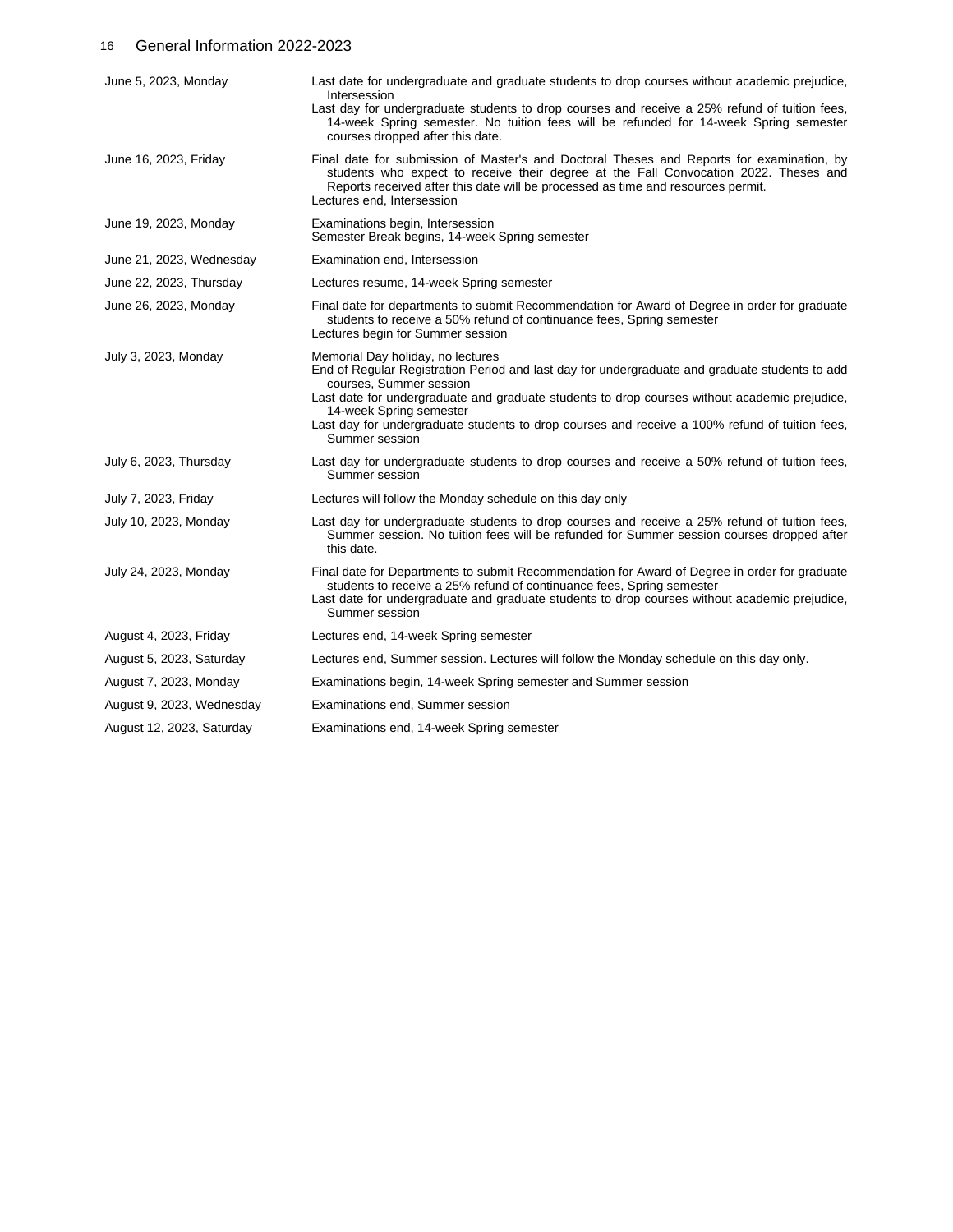| | |
|---|---|
| June 5, 2023, Monday | Last date for undergraduate and graduate students to drop courses without academic prejudice, Intersession<br>Last day for undergraduate students to drop courses and receive a 25% refund of tuition fees, 14-week Spring semester. No tuition fees will be refunded for 14-week Spring semester courses dropped after this date. |
| June 16, 2023, Friday | Final date for submission of Master's and Doctoral Theses and Reports for examination, by students who expect to receive their degree at the Fall Convocation 2022. Theses and Reports received after this date will be processed as time and resources permit.<br>Lectures end, Intersession |
| June 19, 2023, Monday | Examinations begin, Intersession<br>Semester Break begins, 14-week Spring semester |
| June 21, 2023, Wednesday | Examination end, Intersession |
| June 22, 2023, Thursday | Lectures resume, 14-week Spring semester |
| June 26, 2023, Monday | Final date for departments to submit Recommendation for Award of Degree in order for graduate students to receive a 50% refund of continuance fees, Spring semester<br>Lectures begin for Summer session |
| July 3, 2023, Monday | Memorial Day holiday, no lectures<br>End of Regular Registration Period and last day for undergraduate and graduate students to add courses, Summer session<br>Last date for undergraduate and graduate students to drop courses without academic prejudice, 14-week Spring semester<br>Last day for undergraduate students to drop courses and receive a 100% refund of tuition fees, Summer session |
| July 6, 2023, Thursday | Last day for undergraduate students to drop courses and receive a 50% refund of tuition fees, Summer session |
| July 7, 2023, Friday | Lectures will follow the Monday schedule on this day only |
| July 10, 2023, Monday | Last day for undergraduate students to drop courses and receive a 25% refund of tuition fees, Summer session. No tuition fees will be refunded for Summer session courses dropped after this date. |
| July 24, 2023, Monday | Final date for Departments to submit Recommendation for Award of Degree in order for graduate students to receive a 25% refund of continuance fees, Spring semester<br>Last date for undergraduate and graduate students to drop courses without academic prejudice, Summer session |
| August 4, 2023, Friday | Lectures end, 14-week Spring semester |
| August 5, 2023, Saturday | Lectures end, Summer session. Lectures will follow the Monday schedule on this day only. |
| August 7, 2023, Monday | Examinations begin, 14-week Spring semester and Summer session |
| August 9, 2023, Wednesday | Examinations end, Summer session |
| August 12, 2023, Saturday | Examinations end, 14-week Spring semester |